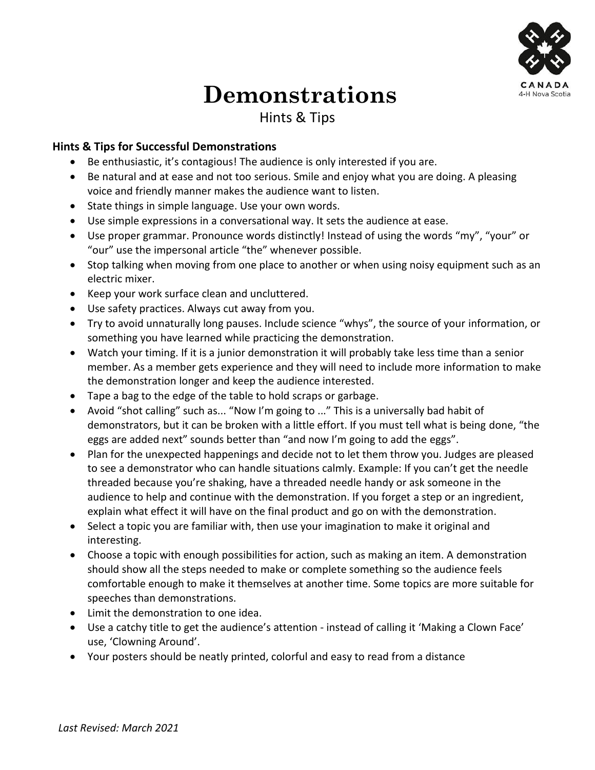# Demonstrations

Hints & Tips

### Hints & Tips for Successful Demonstrations

- Be enthusiastic, it's contagious! The audience is only interested if you are.
- Be natural and at ease and not too serious. Smile and enjoy what you are doing. A pleasing voice and friendly manner makes the audience want to listen.
- State things in simple language. Use your own words.
- Use simple expressions in a conversational way. It sets the audience at ease.
- Use proper grammar. Pronounce words distinctly! Instead of using the words "my", "your" or "our" use the impersonal article "the" whenever possible.
- Stop talking when moving from one place to another or when using noisy equipment such as an electric mixer.
- Keep your work surface clean and uncluttered.
- Use safety practices. Always cut away from you.
- Try to avoid unnaturally long pauses. Include science "whys", the source of your information, or something you have learned while practicing the demonstration.
- Watch your timing. If it is a junior demonstration it will probably take less time than a senior member. As a member gets experience and they will need to include more information to make the demonstration longer and keep the audience interested.
- Tape a bag to the edge of the table to hold scraps or garbage.
- Avoid "shot calling" such as... "Now I'm going to ..." This is a universally bad habit of demonstrators, but it can be broken with a little effort. If you must tell what is being done, "the eggs are added next" sounds better than "and now I'm going to add the eggs".
- Plan for the unexpected happenings and decide not to let them throw you. Judges are pleased to see a demonstrator who can handle situations calmly. Example: If you can't get the needle threaded because you're shaking, have a threaded needle handy or ask someone in the audience to help and continue with the demonstration. If you forget a step or an ingredient, explain what effect it will have on the final product and go on with the demonstration.
- Select a topic you are familiar with, then use your imagination to make it original and interesting.
- Choose a topic with enough possibilities for action, such as making an item. A demonstration should show all the steps needed to make or complete something so the audience feels comfortable enough to make it themselves at another time. Some topics are more suitable for speeches than demonstrations.
- Limit the demonstration to one idea.
- Use a catchy title to get the audience's attention - instead of calling it 'Making a Clown Face' use, 'Clowning Around'.
- Your posters should be neatly printed, colorful and easy to read from a distance

*Last Revised: March 2021*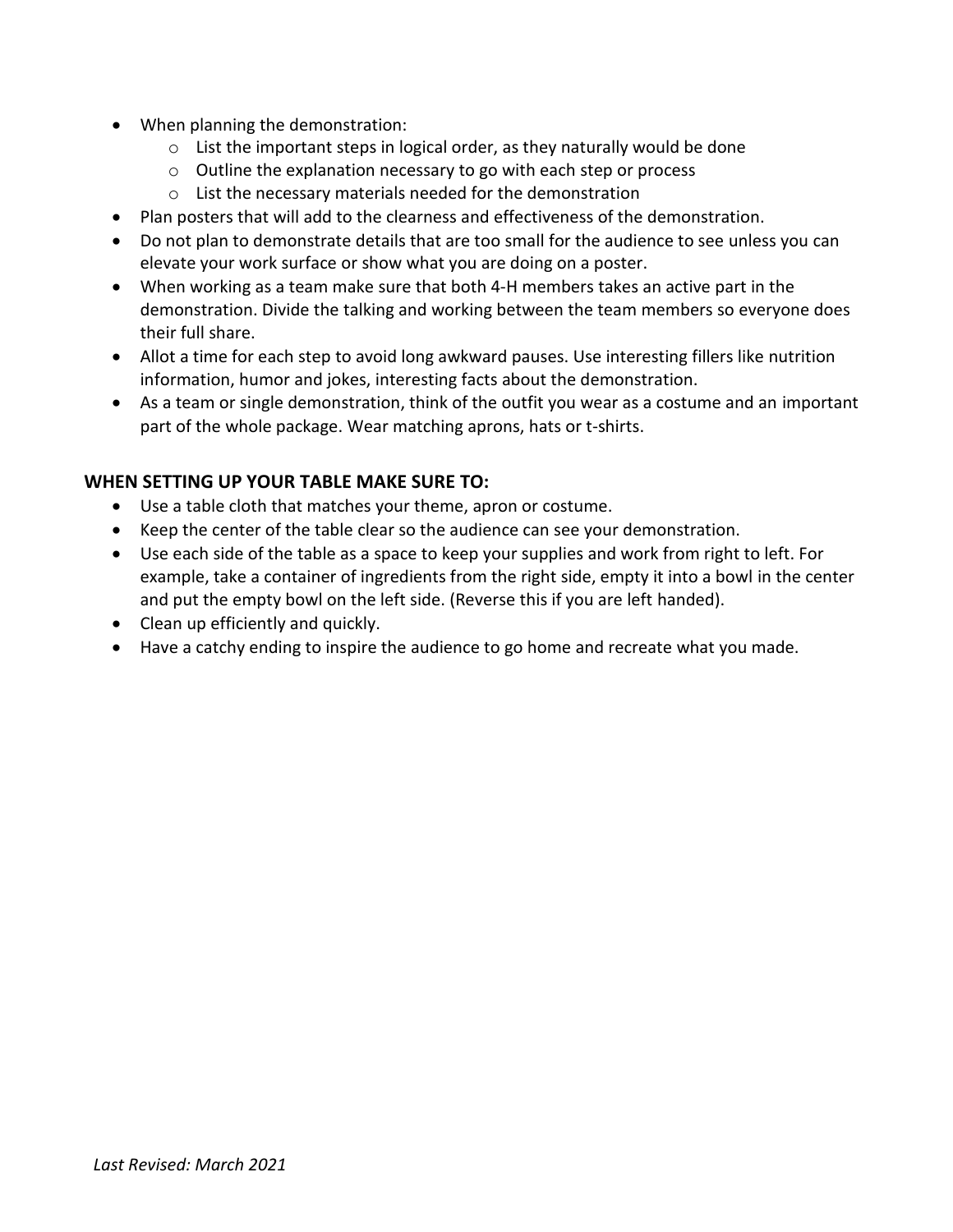- When planning the demonstration:
    - List the important steps in logical order, as they naturally would be done
    - Outline the explanation necessary to go with each step or process
    - List the necessary materials needed for the demonstration
- Plan posters that will add to the clearness and effectiveness of the demonstration.
- Do not plan to demonstrate details that are too small for the audience to see unless you can elevate your work surface or show what you are doing on a poster.
- When working as a team make sure that both 4-H members takes an active part in the demonstration. Divide the talking and working between the team members so everyone does their full share.
- Allot a time for each step to avoid long awkward pauses. Use interesting fillers like nutrition information, humor and jokes, interesting facts about the demonstration.
- As a team or single demonstration, think of the outfit you wear as a costume and an important part of the whole package. Wear matching aprons, hats or t-shirts.

**WHEN SETTING UP YOUR TABLE MAKE SURE TO:**

- Use a table cloth that matches your theme, apron or costume.
- Keep the center of the table clear so the audience can see your demonstration.
- Use each side of the table as a space to keep your supplies and work from right to left. For example, take a container of ingredients from the right side, empty it into a bowl in the center and put the empty bowl on the left side. (Reverse this if you are left handed).
- Clean up efficiently and quickly.
- Have a catchy ending to inspire the audience to go home and recreate what you made.

*Last Revised: March 2021*